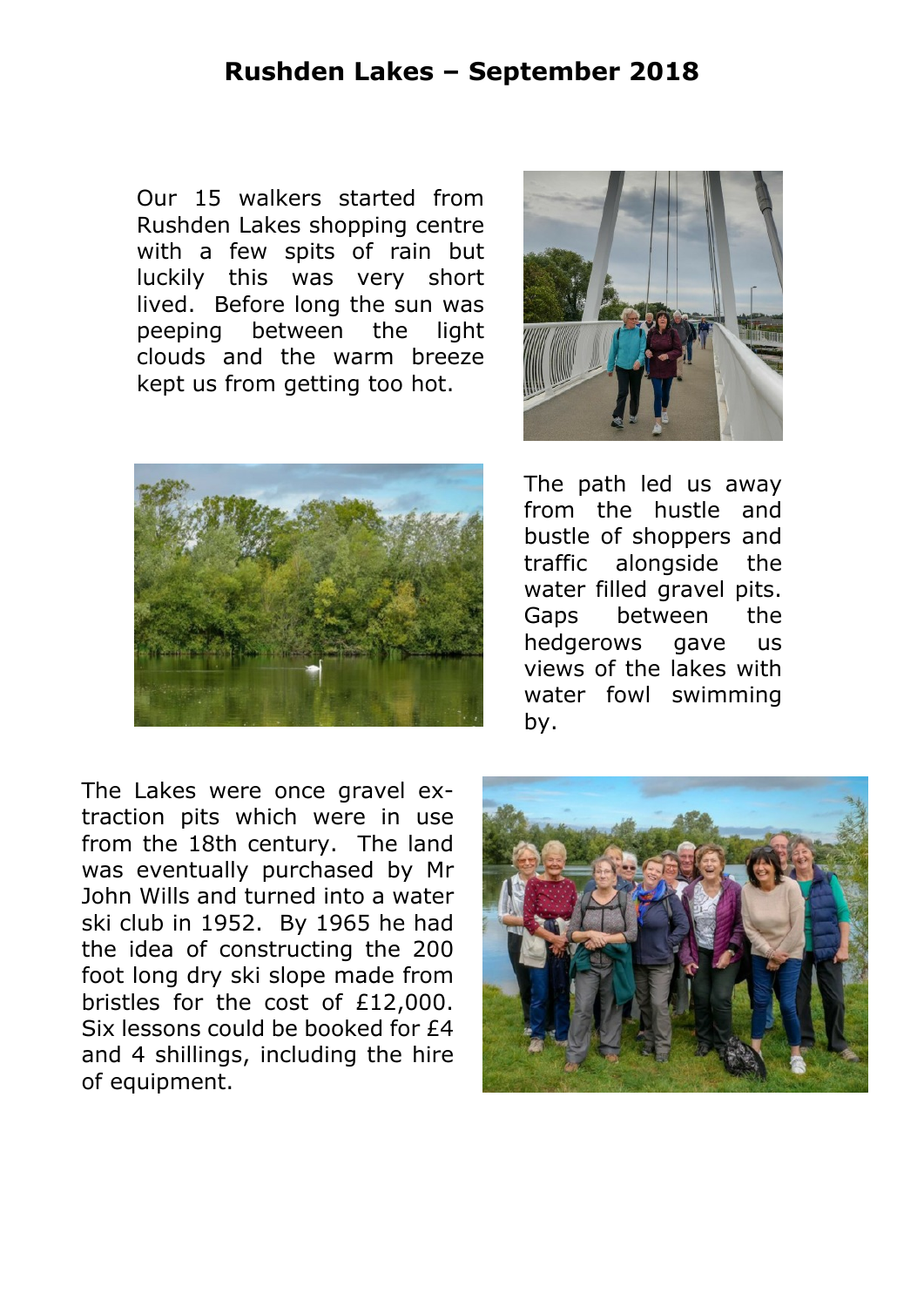# Rushden Lakes – September 2018

Our 15 walkers started from Rushden Lakes shopping centre with a few spits of rain but luckily this was very short lived. Before long the sun was peeping between the light clouds and the warm breeze kept us from getting too hot.

The path led us away from the hustle and bustle of shoppers and traffic alongside the water filled gravel pits. Gaps between the hedgerows gave us views of the lakes with water fowl swimming by.

The Lakes were once gravel extraction pits which were in use from the 18th century. The land was eventually purchased by Mr John Wills and turned into a water ski club in 1952. By 1965 he had the idea of constructing the 200 foot long dry ski slope made from bristles for the cost of £12,000. Six lessons could be booked for £4 and 4 shillings, including the hire of equipment.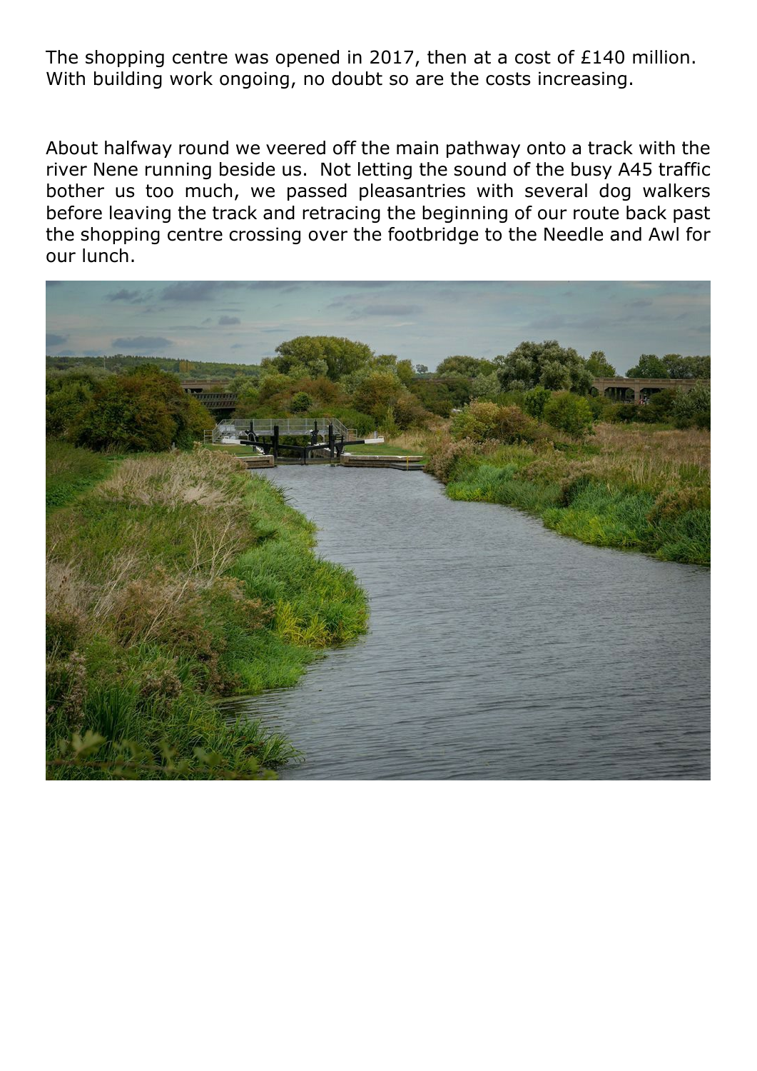The shopping centre was opened in 2017, then at a cost of £140 million. With building work ongoing, no doubt so are the costs increasing.

About halfway round we veered off the main pathway onto a track with the river Nene running beside us. Not letting the sound of the busy A45 traffic bother us too much, we passed pleasantries with several dog walkers before leaving the track and retracing the beginning of our route back past the shopping centre crossing over the footbridge to the Needle and Awl for our lunch.